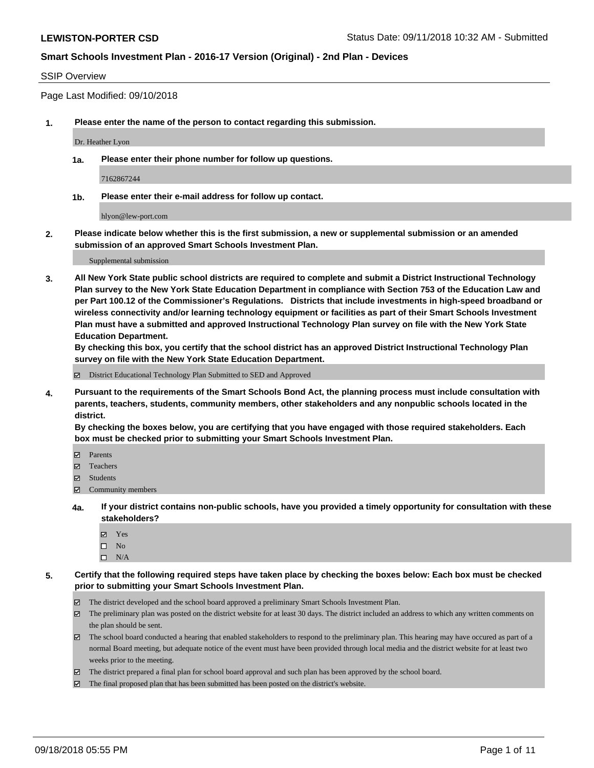**LEWISTON-PORTER CSD** Status Date: 09/11/2018 10:32 AM - Submitted

**Smart Schools Investment Plan - 2016-17 Version (Original) - 2nd Plan - Devices**

SSIP Overview

Page Last Modified: 09/10/2018

**1. Please enter the name of the person to contact regarding this submission.**

Dr. Heather Lyon

**1a. Please enter their phone number for follow up questions.**

7162867244

**1b. Please enter their e-mail address for follow up contact.**

hlyon@lew-port.com

**2. Please indicate below whether this is the first submission, a new or supplemental submission or an amended submission of an approved Smart Schools Investment Plan.**

Supplemental submission

**3. All New York State public school districts are required to complete and submit a District Instructional Technology Plan survey to the New York State Education Department in compliance with Section 753 of the Education Law and per Part 100.12 of the Commissioner's Regulations. Districts that include investments in high-speed broadband or wireless connectivity and/or learning technology equipment or facilities as part of their Smart Schools Investment Plan must have a submitted and approved Instructional Technology Plan survey on file with the New York State Education Department.**
**By checking this box, you certify that the school district has an approved District Instructional Technology Plan survey on file with the New York State Education Department.**

- ☑ District Educational Technology Plan Submitted to SED and Approved

**4. Pursuant to the requirements of the Smart Schools Bond Act, the planning process must include consultation with parents, teachers, students, community members, other stakeholders and any nonpublic schools located in the district.**
**By checking the boxes below, you are certifying that you have engaged with those required stakeholders. Each box must be checked prior to submitting your Smart Schools Investment Plan.**

- ☑ Parents
- ☑ Teachers
- ☑ Students
- ☑ Community members

**4a. If your district contains non-public schools, have you provided a timely opportunity for consultation with these stakeholders?**

- ☑ Yes
- ☐ No
- ☐ N/A

**5. Certify that the following required steps have taken place by checking the boxes below: Each box must be checked prior to submitting your Smart Schools Investment Plan.**

- ☑ The district developed and the school board approved a preliminary Smart Schools Investment Plan.
- ☑ The preliminary plan was posted on the district website for at least 30 days. The district included an address to which any written comments on the plan should be sent.
- ☑ The school board conducted a hearing that enabled stakeholders to respond to the preliminary plan. This hearing may have occured as part of a normal Board meeting, but adequate notice of the event must have been provided through local media and the district website for at least two weeks prior to the meeting.
- ☑ The district prepared a final plan for school board approval and such plan has been approved by the school board.
- ☑ The final proposed plan that has been submitted has been posted on the district's website.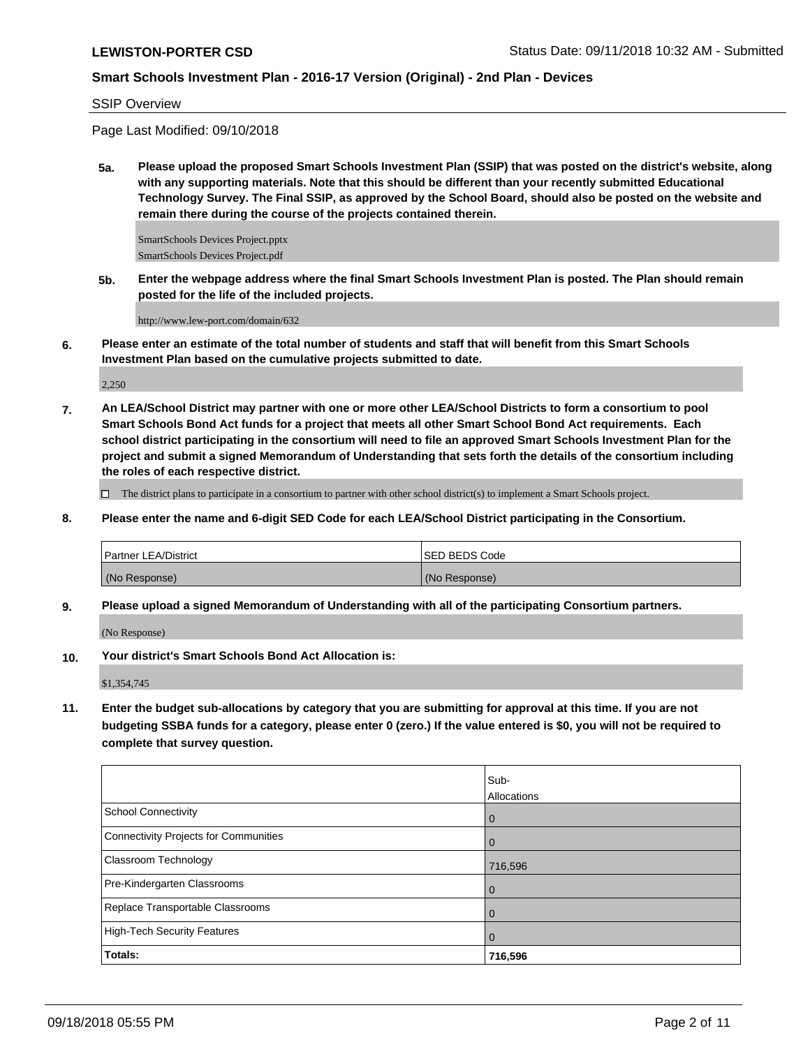**LEWISTON-PORTER CSD** Status Date: 09/11/2018 10:32 AM - Submitted

**Smart Schools Investment Plan - 2016-17 Version (Original) - 2nd Plan - Devices**

SSIP Overview

Page Last Modified: 09/10/2018

**5a. Please upload the proposed Smart Schools Investment Plan (SSIP) that was posted on the district's website, along with any supporting materials. Note that this should be different than your recently submitted Educational Technology Survey. The Final SSIP, as approved by the School Board, should also be posted on the website and remain there during the course of the projects contained therein.**

SmartSchools Devices Project.pptx
SmartSchools Devices Project.pdf

**5b. Enter the webpage address where the final Smart Schools Investment Plan is posted. The Plan should remain posted for the life of the included projects.**

http://www.lew-port.com/domain/632

**6. Please enter an estimate of the total number of students and staff that will benefit from this Smart Schools Investment Plan based on the cumulative projects submitted to date.**

2,250

**7. An LEA/School District may partner with one or more other LEA/School Districts to form a consortium to pool Smart Schools Bond Act funds for a project that meets all other Smart School Bond Act requirements. Each school district participating in the consortium will need to file an approved Smart Schools Investment Plan for the project and submit a signed Memorandum of Understanding that sets forth the details of the consortium including the roles of each respective district.**

☐ The district plans to participate in a consortium to partner with other school district(s) to implement a Smart Schools project.

**8. Please enter the name and 6-digit SED Code for each LEA/School District participating in the Consortium.**

| Partner LEA/District | SED BEDS Code |
|---|---|
| (No Response) | (No Response) |

**9. Please upload a signed Memorandum of Understanding with all of the participating Consortium partners.**

(No Response)

**10. Your district's Smart Schools Bond Act Allocation is:**

$1,354,745

**11. Enter the budget sub-allocations by category that you are submitting for approval at this time. If you are not budgeting SSBA funds for a category, please enter 0 (zero.) If the value entered is $0, you will not be required to complete that survey question.**

| | Sub-Allocations |
|---|---|
| School Connectivity | 0 |
| Connectivity Projects for Communities | 0 |
| Classroom Technology | 716,596 |
| Pre-Kindergarten Classrooms | 0 |
| Replace Transportable Classrooms | 0 |
| High-Tech Security Features | 0 |
| **Totals:** | **716,596** |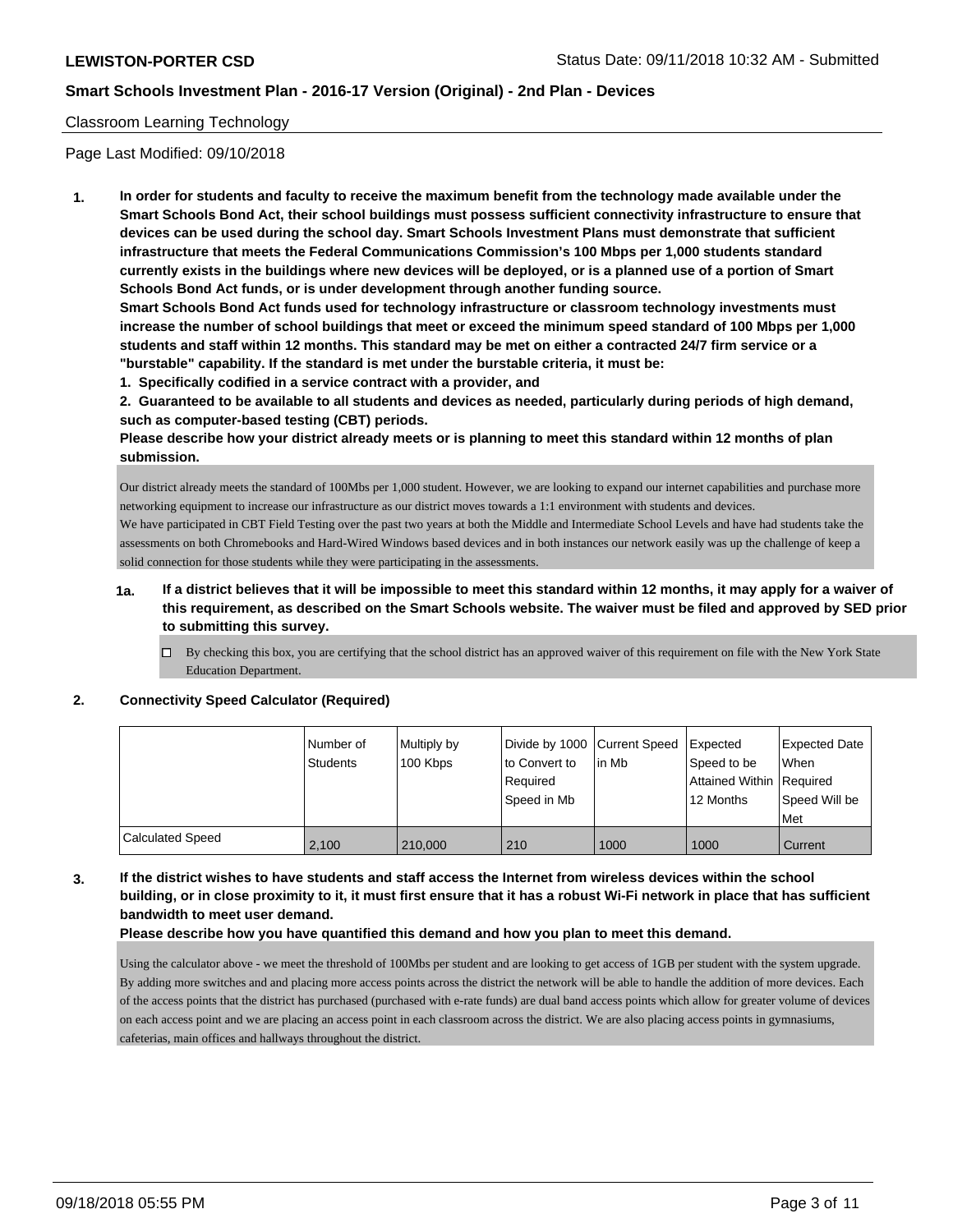Classroom Learning Technology

Page Last Modified: 09/10/2018

**1. In order for students and faculty to receive the maximum benefit from the technology made available under the Smart Schools Bond Act, their school buildings must possess sufficient connectivity infrastructure to ensure that devices can be used during the school day. Smart Schools Investment Plans must demonstrate that sufficient infrastructure that meets the Federal Communications Commission's 100 Mbps per 1,000 students standard currently exists in the buildings where new devices will be deployed, or is a planned use of a portion of Smart Schools Bond Act funds, or is under development through another funding source.**

**Smart Schools Bond Act funds used for technology infrastructure or classroom technology investments must increase the number of school buildings that meet or exceed the minimum speed standard of 100 Mbps per 1,000 students and staff within 12 months. This standard may be met on either a contracted 24/7 firm service or a "burstable" capability. If the standard is met under the burstable criteria, it must be:**

**1. Specifically codified in a service contract with a provider, and**

**2. Guaranteed to be available to all students and devices as needed, particularly during periods of high demand, such as computer-based testing (CBT) periods.**

**Please describe how your district already meets or is planning to meet this standard within 12 months of plan submission.**

Our district already meets the standard of 100Mbs per 1,000 student. However, we are looking to expand our internet capabilities and purchase more networking equipment to increase our infrastructure as our district moves towards a 1:1 environment with students and devices.
We have participated in CBT Field Testing over the past two years at both the Middle and Intermediate School Levels and have had students take the assessments on both Chromebooks and Hard-Wired Windows based devices and in both instances our network easily was up the challenge of keep a solid connection for those students while they were participating in the assessments.

**1a. If a district believes that it will be impossible to meet this standard within 12 months, it may apply for a waiver of this requirement, as described on the Smart Schools website. The waiver must be filed and approved by SED prior to submitting this survey.**

☐ By checking this box, you are certifying that the school district has an approved waiver of this requirement on file with the New York State Education Department.

**2. Connectivity Speed Calculator (Required)**

| | Number of Students | Multiply by 100 Kbps | Divide by 1000 to Convert to Required Speed in Mb | Current Speed in Mb | Expected Speed to be Attained Within 12 Months | Expected Date When Required Speed Will be Met |
|---|---|---|---|---|---|---|
| Calculated Speed | 2,100 | 210,000 | 210 | 1000 | 1000 | Current |

**3. If the district wishes to have students and staff access the Internet from wireless devices within the school building, or in close proximity to it, it must first ensure that it has a robust Wi-Fi network in place that has sufficient bandwidth to meet user demand.**

**Please describe how you have quantified this demand and how you plan to meet this demand.**

Using the calculator above - we meet the threshold of 100Mbs per student and are looking to get access of 1GB per student with the system upgrade. By adding more switches and and placing more access points across the district the network will be able to handle the addition of more devices. Each of the access points that the district has purchased (purchased with e-rate funds) are dual band access points which allow for greater volume of devices on each access point and we are placing an access point in each classroom across the district. We are also placing access points in gymnasiums, cafeterias, main offices and hallways throughout the district.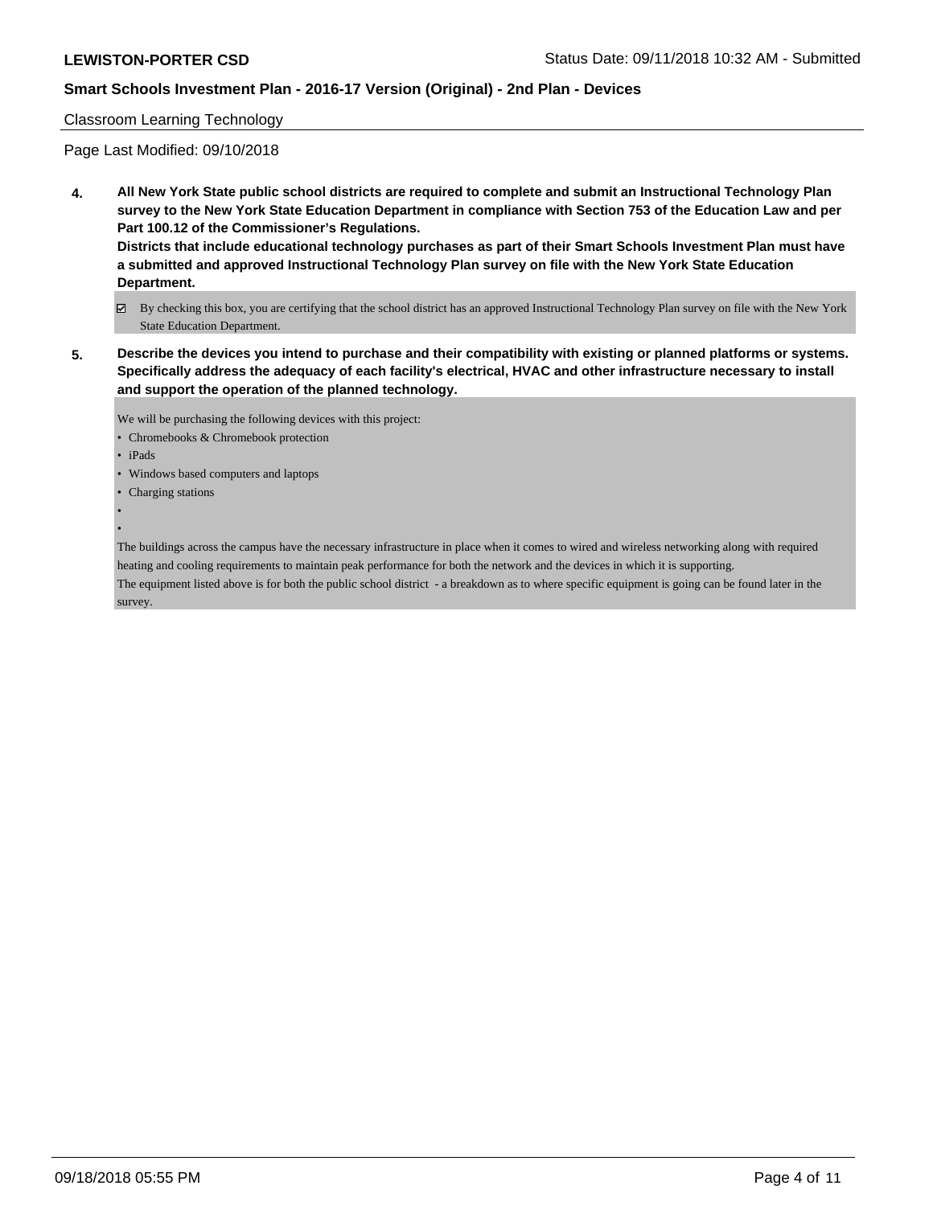Classroom Learning Technology

Page Last Modified: 09/10/2018

**4. All New York State public school districts are required to complete and submit an Instructional Technology Plan survey to the New York State Education Department in compliance with Section 753 of the Education Law and per Part 100.12 of the Commissioner's Regulations.**
**Districts that include educational technology purchases as part of their Smart Schools Investment Plan must have a submitted and approved Instructional Technology Plan survey on file with the New York State Education Department.**

☑ By checking this box, you are certifying that the school district has an approved Instructional Technology Plan survey on file with the New York State Education Department.

**5. Describe the devices you intend to purchase and their compatibility with existing or planned platforms or systems. Specifically address the adequacy of each facility's electrical, HVAC and other infrastructure necessary to install and support the operation of the planned technology.**

We will be purchasing the following devices with this project:

- Chromebooks & Chromebook protection
- iPads
- Windows based computers and laptops
- Charging stations
-
-

The buildings across the campus have the necessary infrastructure in place when it comes to wired and wireless networking along with required heating and cooling requirements to maintain peak performance for both the network and the devices in which it is supporting.
The equipment listed above is for both the public school district - a breakdown as to where specific equipment is going can be found later in the survey.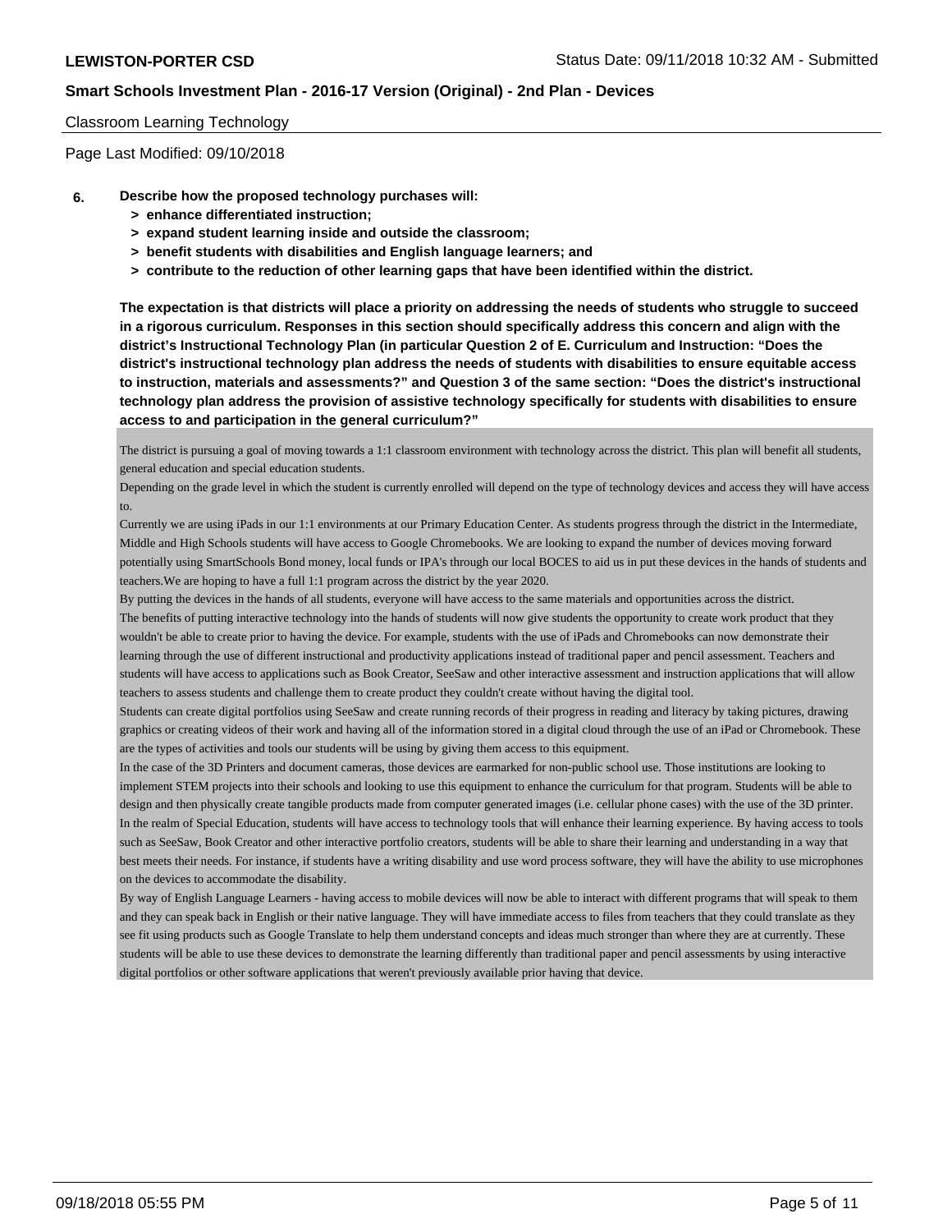Classroom Learning Technology

Page Last Modified: 09/10/2018

**6. Describe how the proposed technology purchases will:**
**> enhance differentiated instruction;**
**> expand student learning inside and outside the classroom;**
**> benefit students with disabilities and English language learners; and**
**> contribute to the reduction of other learning gaps that have been identified within the district.**

**The expectation is that districts will place a priority on addressing the needs of students who struggle to succeed in a rigorous curriculum. Responses in this section should specifically address this concern and align with the district's Instructional Technology Plan (in particular Question 2 of E. Curriculum and Instruction: "Does the district's instructional technology plan address the needs of students with disabilities to ensure equitable access to instruction, materials and assessments?" and Question 3 of the same section: "Does the district's instructional technology plan address the provision of assistive technology specifically for students with disabilities to ensure access to and participation in the general curriculum?"**

The district is pursuing a goal of moving towards a 1:1 classroom environment with technology across the district. This plan will benefit all students, general education and special education students.

Depending on the grade level in which the student is currently enrolled will depend on the type of technology devices and access they will have access to.

Currently we are using iPads in our 1:1 environments at our Primary Education Center. As students progress through the district in the Intermediate, Middle and High Schools students will have access to Google Chromebooks. We are looking to expand the number of devices moving forward potentially using SmartSchools Bond money, local funds or IPA's through our local BOCES to aid us in put these devices in the hands of students and teachers.We are hoping to have a full 1:1 program across the district by the year 2020.

By putting the devices in the hands of all students, everyone will have access to the same materials and opportunities across the district.

The benefits of putting interactive technology into the hands of students will now give students the opportunity to create work product that they wouldn't be able to create prior to having the device. For example, students with the use of iPads and Chromebooks can now demonstrate their learning through the use of different instructional and productivity applications instead of traditional paper and pencil assessment. Teachers and students will have access to applications such as Book Creator, SeeSaw and other interactive assessment and instruction applications that will allow teachers to assess students and challenge them to create product they couldn't create without having the digital tool.

Students can create digital portfolios using SeeSaw and create running records of their progress in reading and literacy by taking pictures, drawing graphics or creating videos of their work and having all of the information stored in a digital cloud through the use of an iPad or Chromebook. These are the types of activities and tools our students will be using by giving them access to this equipment.

In the case of the 3D Printers and document cameras, those devices are earmarked for non-public school use. Those institutions are looking to implement STEM projects into their schools and looking to use this equipment to enhance the curriculum for that program. Students will be able to design and then physically create tangible products made from computer generated images (i.e. cellular phone cases) with the use of the 3D printer.

In the realm of Special Education, students will have access to technology tools that will enhance their learning experience. By having access to tools such as SeeSaw, Book Creator and other interactive portfolio creators, students will be able to share their learning and understanding in a way that best meets their needs. For instance, if students have a writing disability and use word process software, they will have the ability to use microphones on the devices to accommodate the disability.

By way of English Language Learners - having access to mobile devices will now be able to interact with different programs that will speak to them and they can speak back in English or their native language. They will have immediate access to files from teachers that they could translate as they see fit using products such as Google Translate to help them understand concepts and ideas much stronger than where they are at currently. These students will be able to use these devices to demonstrate the learning differently than traditional paper and pencil assessments by using interactive digital portfolios or other software applications that weren't previously available prior having that device.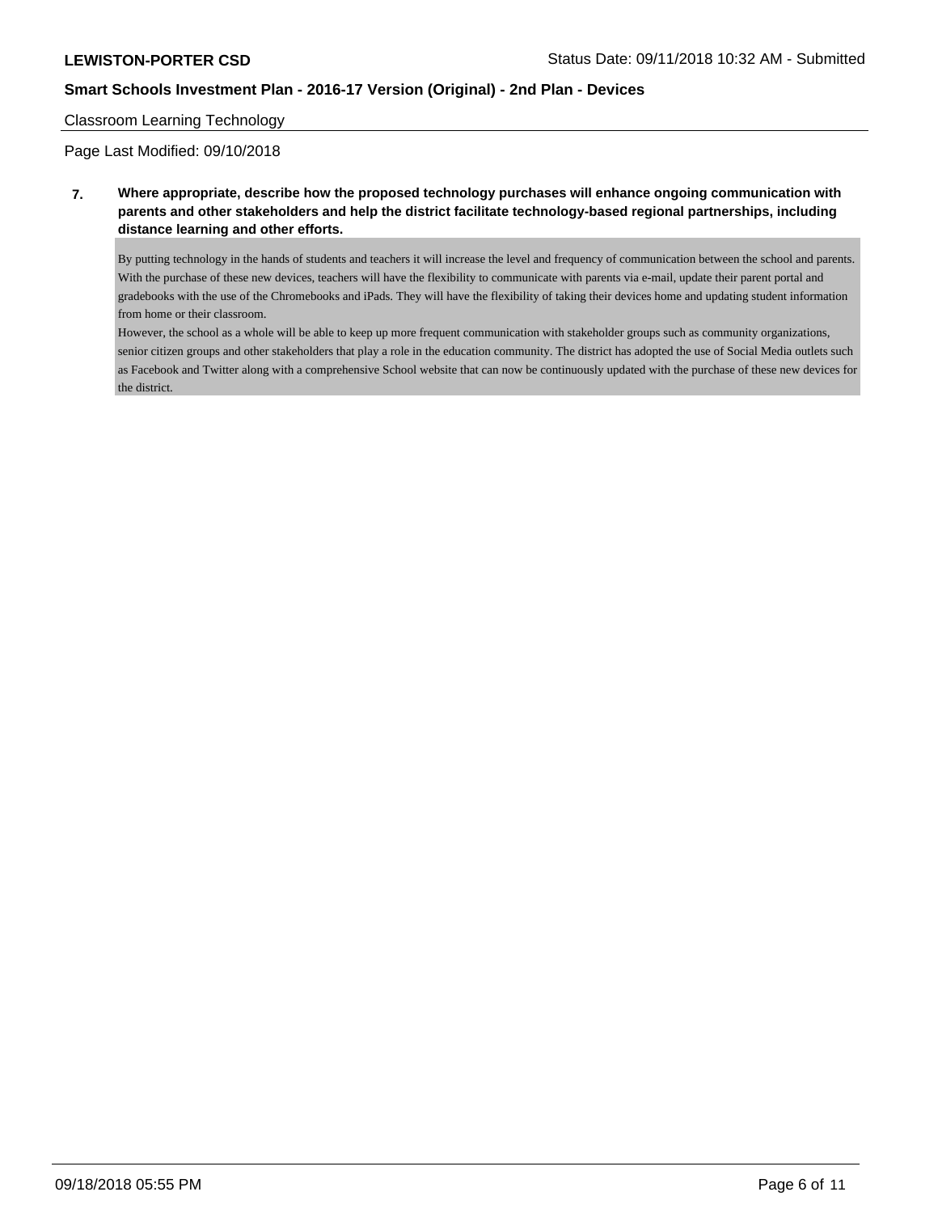Classroom Learning Technology

Page Last Modified: 09/10/2018

**7. Where appropriate, describe how the proposed technology purchases will enhance ongoing communication with parents and other stakeholders and help the district facilitate technology-based regional partnerships, including distance learning and other efforts.**

By putting technology in the hands of students and teachers it will increase the level and frequency of communication between the school and parents. With the purchase of these new devices, teachers will have the flexibility to communicate with parents via e-mail, update their parent portal and gradebooks with the use of the Chromebooks and iPads. They will have the flexibility of taking their devices home and updating student information from home or their classroom.

However, the school as a whole will be able to keep up more frequent communication with stakeholder groups such as community organizations, senior citizen groups and other stakeholders that play a role in the education community. The district has adopted the use of Social Media outlets such as Facebook and Twitter along with a comprehensive School website that can now be continuously updated with the purchase of these new devices for the district.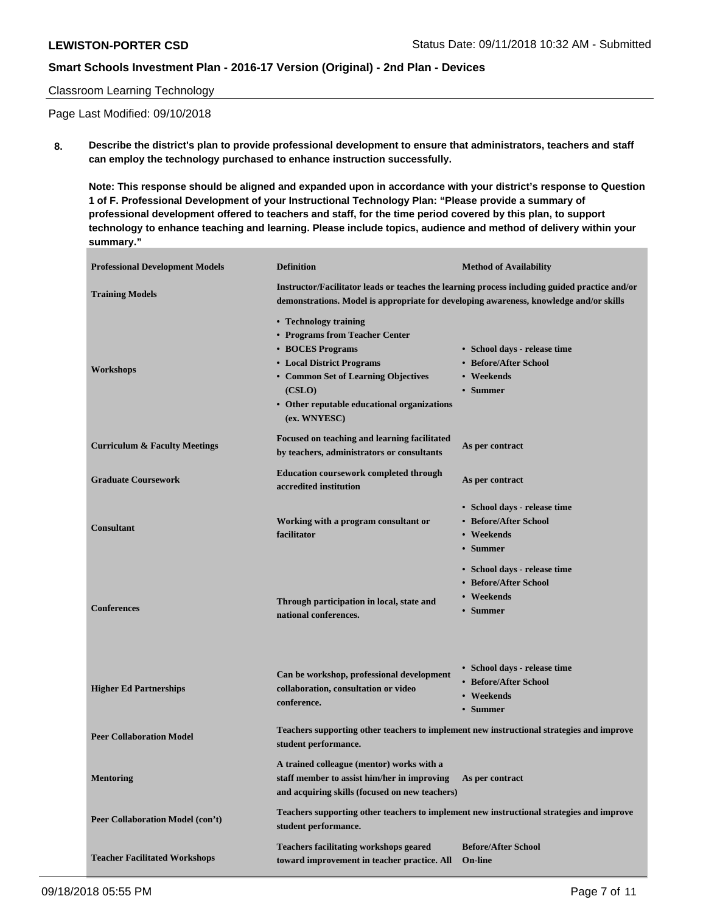Classroom Learning Technology

Page Last Modified: 09/10/2018

**8. Describe the district's plan to provide professional development to ensure that administrators, teachers and staff can employ the technology purchased to enhance instruction successfully.**

**Note: This response should be aligned and expanded upon in accordance with your district's response to Question 1 of F. Professional Development of your Instructional Technology Plan: "Please provide a summary of professional development offered to teachers and staff, for the time period covered by this plan, to support technology to enhance teaching and learning. Please include topics, audience and method of delivery within your summary."**

| Professional Development Models | Definition | Method of Availability |
|---|---|---|
| Training Models | Instructor/Facilitator leads or teaches the learning process including guided practice and/or demonstrations. Model is appropriate for developing awareness, knowledge and/or skills | |
| Workshops | • Technology training<br>• Programs from Teacher Center<br>• BOCES Programs<br>• Local District Programs<br>• Common Set of Learning Objectives (CSLO)<br>• Other reputable educational organizations (ex. WNYESC) | • School days - release time<br>• Before/After School<br>• Weekends<br>• Summer |
| Curriculum & Faculty Meetings | Focused on teaching and learning facilitated by teachers, administrators or consultants | As per contract |
| Graduate Coursework | Education coursework completed through accredited institution | As per contract |
| Consultant | Working with a program consultant or facilitator | • School days - release time<br>• Before/After School<br>• Weekends<br>• Summer |
| Conferences | Through participation in local, state and national conferences. | • School days - release time<br>• Before/After School<br>• Weekends<br>• Summer |
| Higher Ed Partnerships | Can be workshop, professional development collaboration, consultation or video conference. | • School days - release time<br>• Before/After School<br>• Weekends<br>• Summer |
| Peer Collaboration Model | Teachers supporting other teachers to implement new instructional strategies and improve student performance. | |
| Mentoring | A trained colleague (mentor) works with a staff member to assist him/her in improving and acquiring skills (focused on new teachers) | As per contract |
| Peer Collaboration Model (con't) | Teachers supporting other teachers to implement new instructional strategies and improve student performance. | |
| Teacher Facilitated Workshops | Teachers facilitating workshops geared toward improvement in teacher practice. All | Before/After School<br>On-line |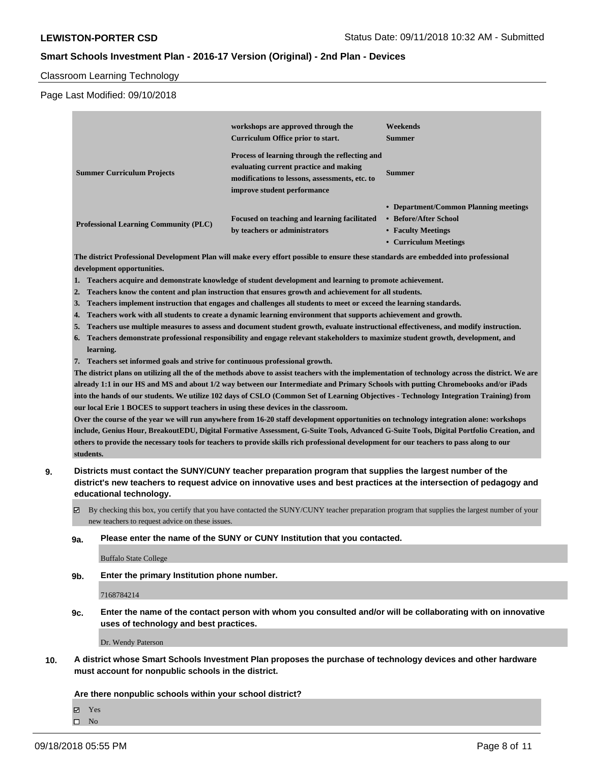Classroom Learning Technology

Page Last Modified: 09/10/2018

| | | |
|---|---|---|
| | **workshops are approved through the Curriculum Office prior to start.** | **Weekends**<br>**Summer** |
| **Summer Curriculum Projects** | **Process of learning through the reflecting and evaluating current practice and making modifications to lessons, assessments, etc. to improve student performance** | **Summer** |
| **Professional Learning Community (PLC)** | **Focused on teaching and learning facilitated by teachers or administrators** | **• Department/Common Planning meetings**<br>**• Before/After School**<br>**• Faculty Meetings**<br>**• Curriculum Meetings** |

**The district Professional Development Plan will make every effort possible to ensure these standards are embedded into professional development opportunities.**

1. **Teachers acquire and demonstrate knowledge of student development and learning to promote achievement.**
2. **Teachers know the content and plan instruction that ensures growth and achievement for all students.**
3. **Teachers implement instruction that engages and challenges all students to meet or exceed the learning standards.**
4. **Teachers work with all students to create a dynamic learning environment that supports achievement and growth.**
5. **Teachers use multiple measures to assess and document student growth, evaluate instructional effectiveness, and modify instruction.**
6. **Teachers demonstrate professional responsibility and engage relevant stakeholders to maximize student growth, development, and learning.**
7. **Teachers set informed goals and strive for continuous professional growth.**

**The district plans on utilizing all the of the methods above to assist teachers with the implementation of technology across the district. We are already 1:1 in our HS and MS and about 1/2 way between our Intermediate and Primary Schools with putting Chromebooks and/or iPads into the hands of our students. We utilize 102 days of CSLO (Common Set of Learning Objectives - Technology Integration Training) from our local Erie 1 BOCES to support teachers in using these devices in the classroom.**

**Over the course of the year we will run anywhere from 16-20 staff development opportunities on technology integration alone: workshops include, Genius Hour, BreakoutEDU, Digital Formative Assessment, G-Suite Tools, Advanced G-Suite Tools, Digital Portfolio Creation, and others to provide the necessary tools for teachers to provide skills rich professional development for our teachers to pass along to our students.**

**9. Districts must contact the SUNY/CUNY teacher preparation program that supplies the largest number of the district's new teachers to request advice on innovative uses and best practices at the intersection of pedagogy and educational technology.**

☑ By checking this box, you certify that you have contacted the SUNY/CUNY teacher preparation program that supplies the largest number of your new teachers to request advice on these issues.

**9a. Please enter the name of the SUNY or CUNY Institution that you contacted.**

Buffalo State College

**9b. Enter the primary Institution phone number.**

7168784214

**9c. Enter the name of the contact person with whom you consulted and/or will be collaborating with on innovative uses of technology and best practices.**

Dr. Wendy Paterson

**10. A district whose Smart Schools Investment Plan proposes the purchase of technology devices and other hardware must account for nonpublic schools in the district.**

**Are there nonpublic schools within your school district?**

☑ Yes
☐ No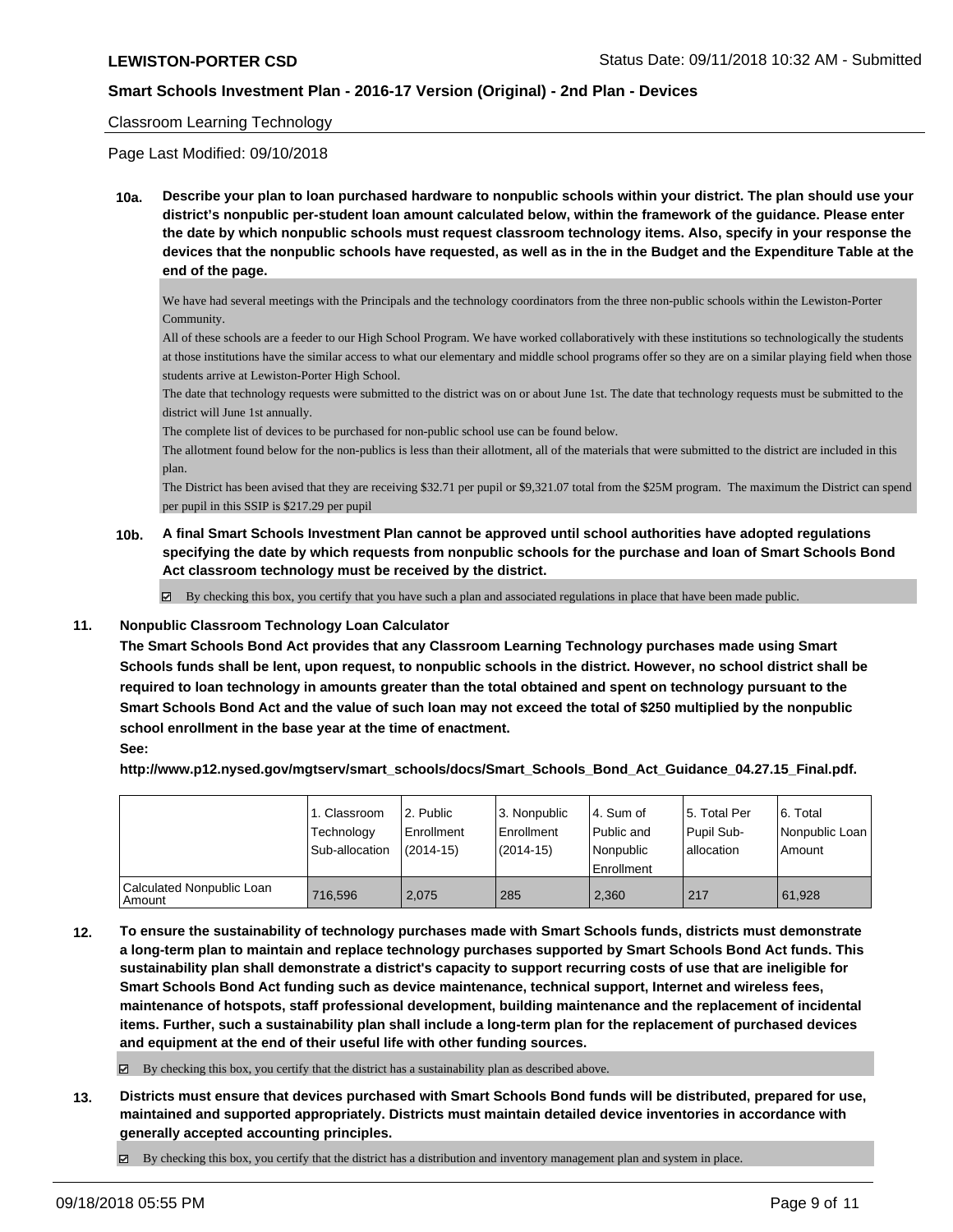Classroom Learning Technology

Page Last Modified: 09/10/2018

**10a. Describe your plan to loan purchased hardware to nonpublic schools within your district. The plan should use your district's nonpublic per-student loan amount calculated below, within the framework of the guidance. Please enter the date by which nonpublic schools must request classroom technology items. Also, specify in your response the devices that the nonpublic schools have requested, as well as in the in the Budget and the Expenditure Table at the end of the page.**

We have had several meetings with the Principals and the technology coordinators from the three non-public schools within the Lewiston-Porter Community.

All of these schools are a feeder to our High School Program. We have worked collaboratively with these institutions so technologically the students at those institutions have the similar access to what our elementary and middle school programs offer so they are on a similar playing field when those students arrive at Lewiston-Porter High School.

The date that technology requests were submitted to the district was on or about June 1st. The date that technology requests must be submitted to the district will June 1st annually.

The complete list of devices to be purchased for non-public school use can be found below.

The allotment found below for the non-publics is less than their allotment, all of the materials that were submitted to the district are included in this plan.

The District has been avised that they are receiving $32.71 per pupil or $9,321.07 total from the $25M program. The maximum the District can spend per pupil in this SSIP is $217.29 per pupil

**10b. A final Smart Schools Investment Plan cannot be approved until school authorities have adopted regulations specifying the date by which requests from nonpublic schools for the purchase and loan of Smart Schools Bond Act classroom technology must be received by the district.**

☑ By checking this box, you certify that you have such a plan and associated regulations in place that have been made public.

**11. Nonpublic Classroom Technology Loan Calculator**

**The Smart Schools Bond Act provides that any Classroom Learning Technology purchases made using Smart Schools funds shall be lent, upon request, to nonpublic schools in the district. However, no school district shall be required to loan technology in amounts greater than the total obtained and spent on technology pursuant to the Smart Schools Bond Act and the value of such loan may not exceed the total of $250 multiplied by the nonpublic school enrollment in the base year at the time of enactment.**

**See:**

**http://www.p12.nysed.gov/mgtserv/smart_schools/docs/Smart_Schools_Bond_Act_Guidance_04.27.15_Final.pdf.**

| | 1. Classroom Technology Sub-allocation | 2. Public Enrollment (2014-15) | 3. Nonpublic Enrollment (2014-15) | 4. Sum of Public and Nonpublic Enrollment | 5. Total Per Pupil Sub-allocation | 6. Total Nonpublic Loan Amount |
|---|---|---|---|---|---|---|
| Calculated Nonpublic Loan Amount | 716,596 | 2,075 | 285 | 2,360 | 217 | 61,928 |

**12. To ensure the sustainability of technology purchases made with Smart Schools funds, districts must demonstrate a long-term plan to maintain and replace technology purchases supported by Smart Schools Bond Act funds. This sustainability plan shall demonstrate a district's capacity to support recurring costs of use that are ineligible for Smart Schools Bond Act funding such as device maintenance, technical support, Internet and wireless fees, maintenance of hotspots, staff professional development, building maintenance and the replacement of incidental items. Further, such a sustainability plan shall include a long-term plan for the replacement of purchased devices and equipment at the end of their useful life with other funding sources.**

☑ By checking this box, you certify that the district has a sustainability plan as described above.

**13. Districts must ensure that devices purchased with Smart Schools Bond funds will be distributed, prepared for use, maintained and supported appropriately. Districts must maintain detailed device inventories in accordance with generally accepted accounting principles.**

☑ By checking this box, you certify that the district has a distribution and inventory management plan and system in place.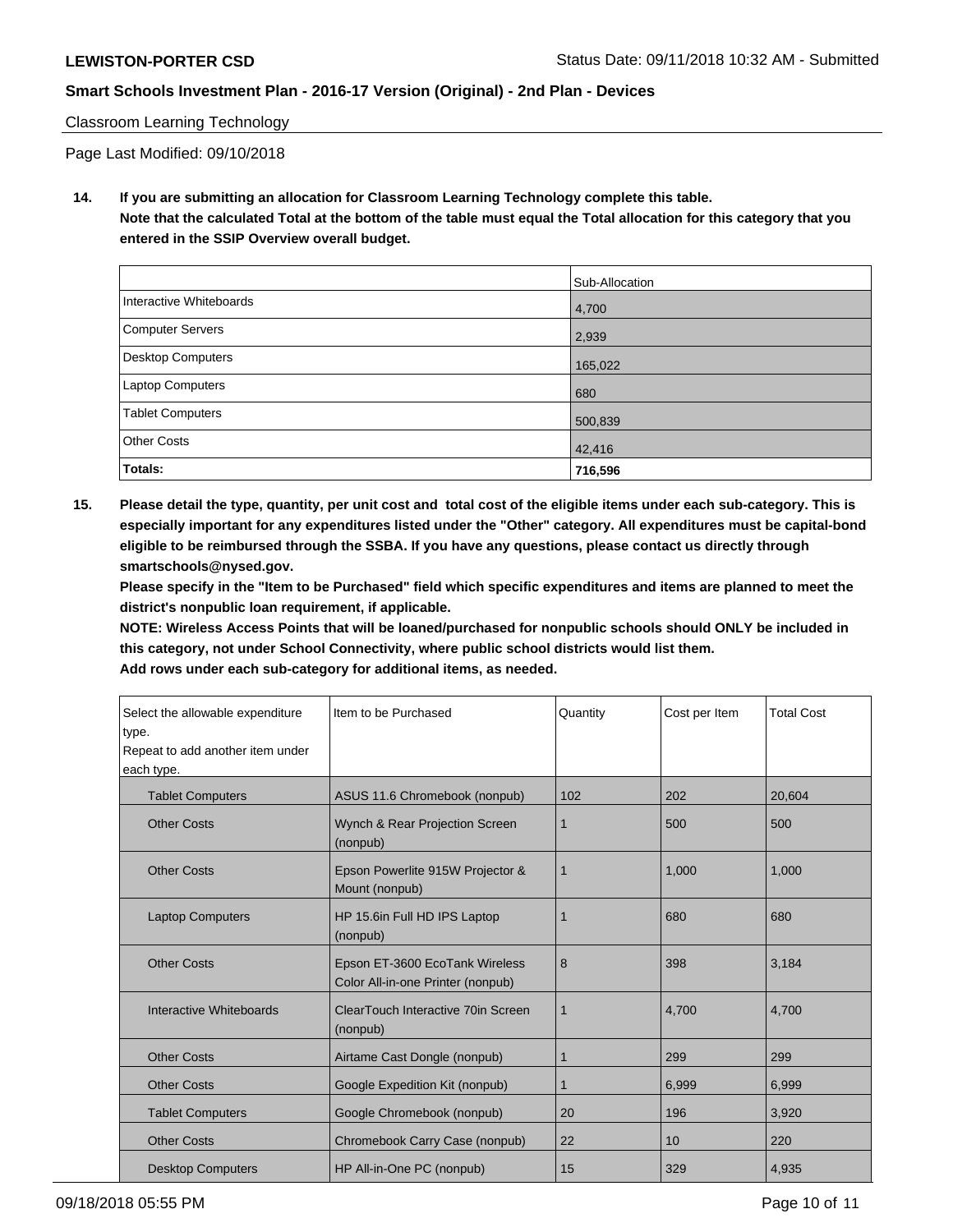Classroom Learning Technology

Page Last Modified: 09/10/2018

**14. If you are submitting an allocation for Classroom Learning Technology complete this table.**
**Note that the calculated Total at the bottom of the table must equal the Total allocation for this category that you entered in the SSIP Overview overall budget.**

| | Sub-Allocation |
|---|---|
| Interactive Whiteboards | 4,700 |
| Computer Servers | 2,939 |
| Desktop Computers | 165,022 |
| Laptop Computers | 680 |
| Tablet Computers | 500,839 |
| Other Costs | 42,416 |
| **Totals:** | **716,596** |

**15. Please detail the type, quantity, per unit cost and total cost of the eligible items under each sub-category. This is especially important for any expenditures listed under the "Other" category. All expenditures must be capital-bond eligible to be reimbursed through the SSBA. If you have any questions, please contact us directly through smartschools@nysed.gov.**
**Please specify in the "Item to be Purchased" field which specific expenditures and items are planned to meet the district's nonpublic loan requirement, if applicable.**
**NOTE: Wireless Access Points that will be loaned/purchased for nonpublic schools should ONLY be included in this category, not under School Connectivity, where public school districts would list them.**
**Add rows under each sub-category for additional items, as needed.**

| Select the allowable expenditure type. Repeat to add another item under each type. | Item to be Purchased | Quantity | Cost per Item | Total Cost |
|---|---|---|---|---|
| Tablet Computers | ASUS 11.6 Chromebook (nonpub) | 102 | 202 | 20,604 |
| Other Costs | Wynch & Rear Projection Screen (nonpub) | 1 | 500 | 500 |
| Other Costs | Epson Powerlite 915W Projector & Mount (nonpub) | 1 | 1,000 | 1,000 |
| Laptop Computers | HP 15.6in Full HD IPS Laptop (nonpub) | 1 | 680 | 680 |
| Other Costs | Epson ET-3600 EcoTank Wireless Color All-in-one Printer (nonpub) | 8 | 398 | 3,184 |
| Interactive Whiteboards | ClearTouch Interactive 70in Screen (nonpub) | 1 | 4,700 | 4,700 |
| Other Costs | Airtame Cast Dongle (nonpub) | 1 | 299 | 299 |
| Other Costs | Google Expedition Kit (nonpub) | 1 | 6,999 | 6,999 |
| Tablet Computers | Google Chromebook (nonpub) | 20 | 196 | 3,920 |
| Other Costs | Chromebook Carry Case (nonpub) | 22 | 10 | 220 |
| Desktop Computers | HP All-in-One PC (nonpub) | 15 | 329 | 4,935 |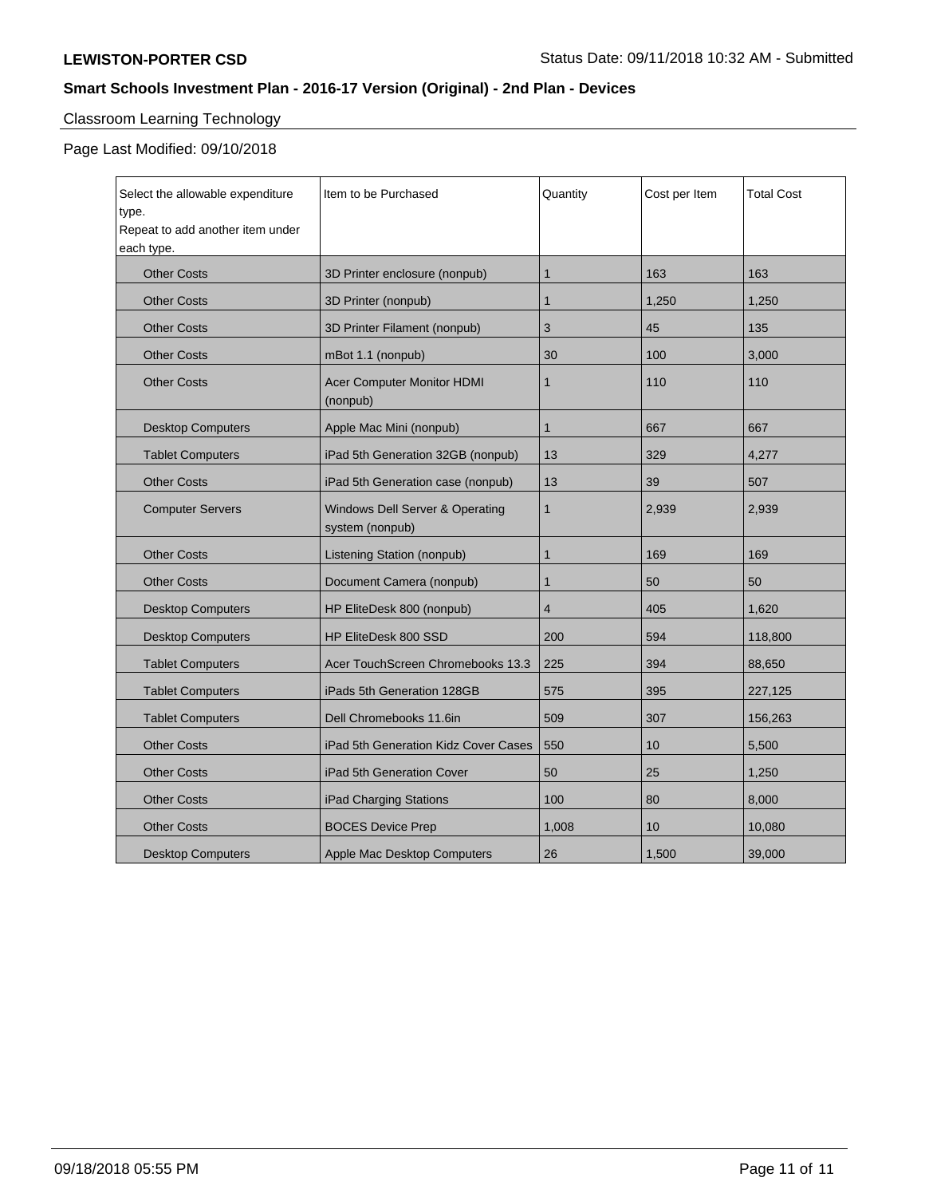## Classroom Learning Technology

Page Last Modified: 09/10/2018

| Select the allowable expenditure type. Repeat to add another item under each type. | Item to be Purchased | Quantity | Cost per Item | Total Cost |
|---|---|---|---|---|
| Other Costs | 3D Printer enclosure (nonpub) | 1 | 163 | 163 |
| Other Costs | 3D Printer (nonpub) | 1 | 1,250 | 1,250 |
| Other Costs | 3D Printer Filament (nonpub) | 3 | 45 | 135 |
| Other Costs | mBot 1.1 (nonpub) | 30 | 100 | 3,000 |
| Other Costs | Acer Computer Monitor HDMI (nonpub) | 1 | 110 | 110 |
| Desktop Computers | Apple Mac Mini (nonpub) | 1 | 667 | 667 |
| Tablet Computers | iPad 5th Generation 32GB (nonpub) | 13 | 329 | 4,277 |
| Other Costs | iPad 5th Generation case (nonpub) | 13 | 39 | 507 |
| Computer Servers | Windows Dell Server & Operating system (nonpub) | 1 | 2,939 | 2,939 |
| Other Costs | Listening Station (nonpub) | 1 | 169 | 169 |
| Other Costs | Document Camera (nonpub) | 1 | 50 | 50 |
| Desktop Computers | HP EliteDesk 800 (nonpub) | 4 | 405 | 1,620 |
| Desktop Computers | HP EliteDesk 800 SSD | 200 | 594 | 118,800 |
| Tablet Computers | Acer TouchScreen Chromebooks 13.3 | 225 | 394 | 88,650 |
| Tablet Computers | iPads 5th Generation 128GB | 575 | 395 | 227,125 |
| Tablet Computers | Dell Chromebooks 11.6in | 509 | 307 | 156,263 |
| Other Costs | iPad 5th Generation Kidz Cover Cases | 550 | 10 | 5,500 |
| Other Costs | iPad 5th Generation Cover | 50 | 25 | 1,250 |
| Other Costs | iPad Charging Stations | 100 | 80 | 8,000 |
| Other Costs | BOCES Device Prep | 1,008 | 10 | 10,080 |
| Desktop Computers | Apple Mac Desktop Computers | 26 | 1,500 | 39,000 |